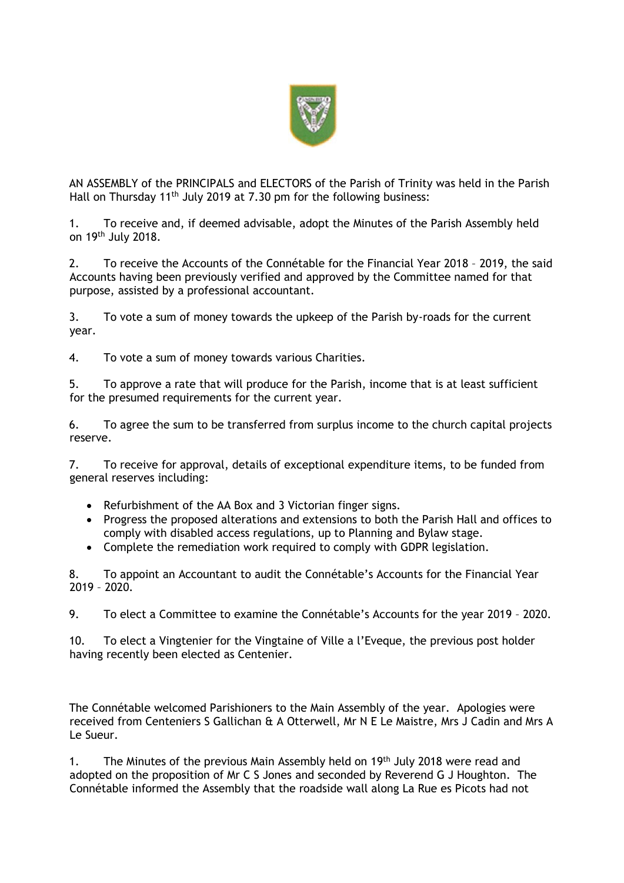AN ASSEMBLY of the PRINCIPALS and ELECTORS of the Parish of Trinity was held in the Parish Hall on Thursday 11th July 2019 at 7.30 pm for the following business:

1. To receive and, if deemed advisable, adopt the Minutes of the Parish Assembly held on 19th July 2018.

2. To receive the Accounts of the Connétable for the Financial Year 2018 – 2019, the said Accounts having been previously verified and approved by the Committee named for that purpose, assisted by a professional accountant.

3. To vote a sum of money towards the upkeep of the Parish by-roads for the current year.

4. To vote a sum of money towards various Charities.

5. To approve a rate that will produce for the Parish, income that is at least sufficient for the presumed requirements for the current year.

6. To agree the sum to be transferred from surplus income to the church capital projects reserve.

7. To receive for approval, details of exceptional expenditure items, to be funded from general reserves including:

- Refurbishment of the AA Box and 3 Victorian finger signs.
- Progress the proposed alterations and extensions to both the Parish Hall and offices to comply with disabled access regulations, up to Planning and Bylaw stage.
- Complete the remediation work required to comply with GDPR legislation.

8. To appoint an Accountant to audit the Connétable's Accounts for the Financial Year 2019 – 2020.

9. To elect a Committee to examine the Connétable's Accounts for the year 2019 – 2020.

10. To elect a Vingtenier for the Vingtaine of Ville a l'Eveque, the previous post holder having recently been elected as Centenier.

The Connétable welcomed Parishioners to the Main Assembly of the year. Apologies were received from Centeniers S Gallichan & A Otterwell, Mr N E Le Maistre, Mrs J Cadin and Mrs A Le Sueur.

1. The Minutes of the previous Main Assembly held on 19th July 2018 were read and adopted on the proposition of Mr C S Jones and seconded by Reverend G J Houghton. The Connétable informed the Assembly that the roadside wall along La Rue es Picots had not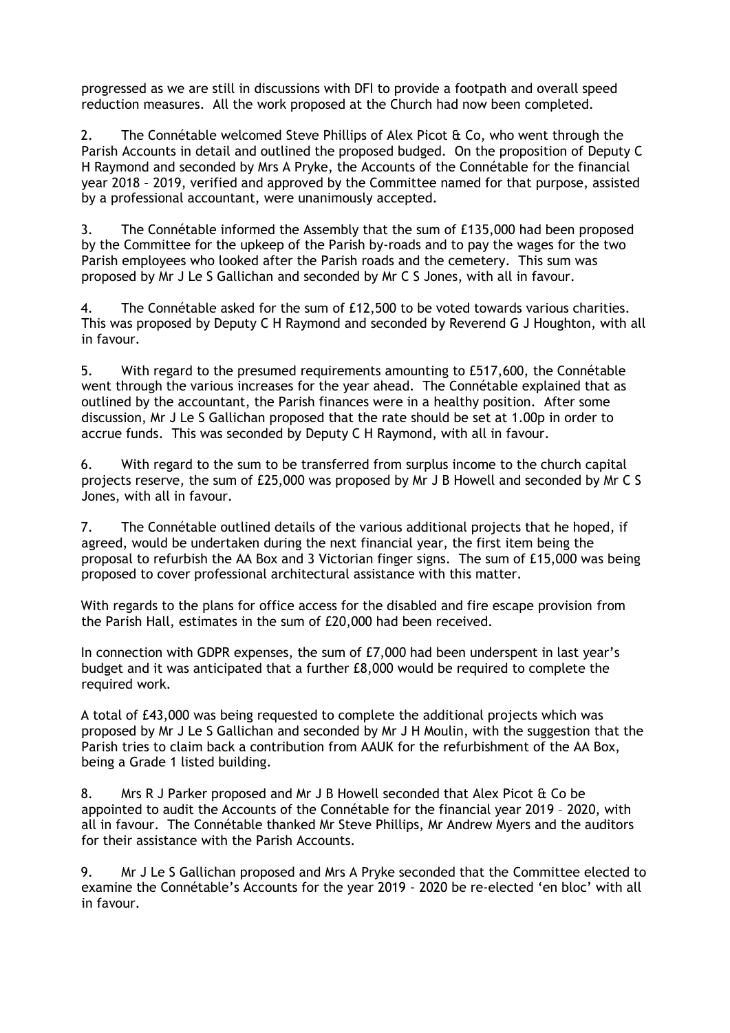progressed as we are still in discussions with DFI to provide a footpath and overall speed reduction measures. All the work proposed at the Church had now been completed.

2. The Connétable welcomed Steve Phillips of Alex Picot & Co, who went through the Parish Accounts in detail and outlined the proposed budged. On the proposition of Deputy C H Raymond and seconded by Mrs A Pryke, the Accounts of the Connétable for the financial year 2018 – 2019, verified and approved by the Committee named for that purpose, assisted by a professional accountant, were unanimously accepted.

3. The Connétable informed the Assembly that the sum of £135,000 had been proposed by the Committee for the upkeep of the Parish by-roads and to pay the wages for the two Parish employees who looked after the Parish roads and the cemetery. This sum was proposed by Mr J Le S Gallichan and seconded by Mr C S Jones, with all in favour.

4. The Connétable asked for the sum of £12,500 to be voted towards various charities. This was proposed by Deputy C H Raymond and seconded by Reverend G J Houghton, with all in favour.

5. With regard to the presumed requirements amounting to £517,600, the Connétable went through the various increases for the year ahead. The Connétable explained that as outlined by the accountant, the Parish finances were in a healthy position. After some discussion, Mr J Le S Gallichan proposed that the rate should be set at 1.00p in order to accrue funds. This was seconded by Deputy C H Raymond, with all in favour.

6. With regard to the sum to be transferred from surplus income to the church capital projects reserve, the sum of £25,000 was proposed by Mr J B Howell and seconded by Mr C S Jones, with all in favour.

7. The Connétable outlined details of the various additional projects that he hoped, if agreed, would be undertaken during the next financial year, the first item being the proposal to refurbish the AA Box and 3 Victorian finger signs. The sum of £15,000 was being proposed to cover professional architectural assistance with this matter.

With regards to the plans for office access for the disabled and fire escape provision from the Parish Hall, estimates in the sum of £20,000 had been received.

In connection with GDPR expenses, the sum of £7,000 had been underspent in last year's budget and it was anticipated that a further £8,000 would be required to complete the required work.

A total of £43,000 was being requested to complete the additional projects which was proposed by Mr J Le S Gallichan and seconded by Mr J H Moulin, with the suggestion that the Parish tries to claim back a contribution from AAUK for the refurbishment of the AA Box, being a Grade 1 listed building.

8. Mrs R J Parker proposed and Mr J B Howell seconded that Alex Picot & Co be appointed to audit the Accounts of the Connétable for the financial year 2019 – 2020, with all in favour. The Connétable thanked Mr Steve Phillips, Mr Andrew Myers and the auditors for their assistance with the Parish Accounts.

9. Mr J Le S Gallichan proposed and Mrs A Pryke seconded that the Committee elected to examine the Connétable's Accounts for the year 2019 - 2020 be re-elected 'en bloc' with all in favour.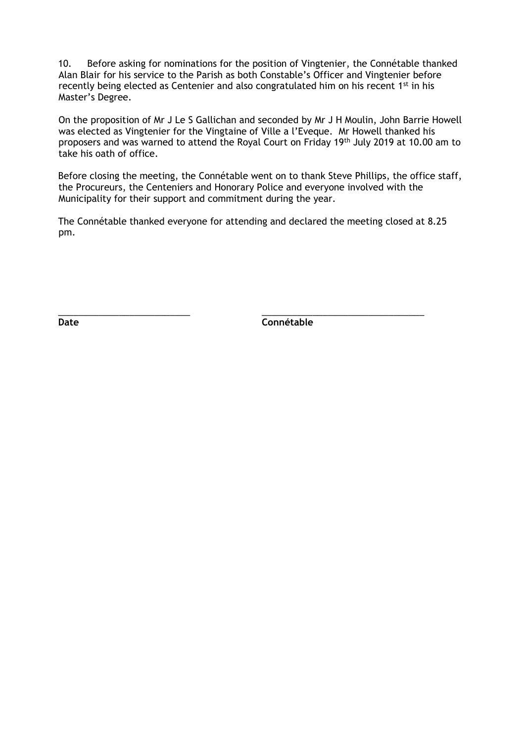10. Before asking for nominations for the position of Vingtenier, the Connétable thanked Alan Blair for his service to the Parish as both Constable's Officer and Vingtenier before recently being elected as Centenier and also congratulated him on his recent 1st in his Master's Degree.

On the proposition of Mr J Le S Gallichan and seconded by Mr J H Moulin, John Barrie Howell was elected as Vingtenier for the Vingtaine of Ville a l'Eveque. Mr Howell thanked his proposers and was warned to attend the Royal Court on Friday 19th July 2019 at 10.00 am to take his oath of office.

Before closing the meeting, the Connétable went on to thank Steve Phillips, the office staff, the Procureurs, the Centeniers and Honorary Police and everyone involved with the Municipality for their support and commitment during the year.

The Connétable thanked everyone for attending and declared the meeting closed at 8.25 pm.

\_\_\_\_\_\_\_\_\_\_\_\_\_\_\_\_\_\_\_\_\_\_\_\_\_\_\_ \_\_\_\_\_\_\_\_\_\_\_\_\_\_\_\_\_\_\_\_\_\_\_\_\_\_\_\_\_\_\_\_\_

**Date** **Connétable**